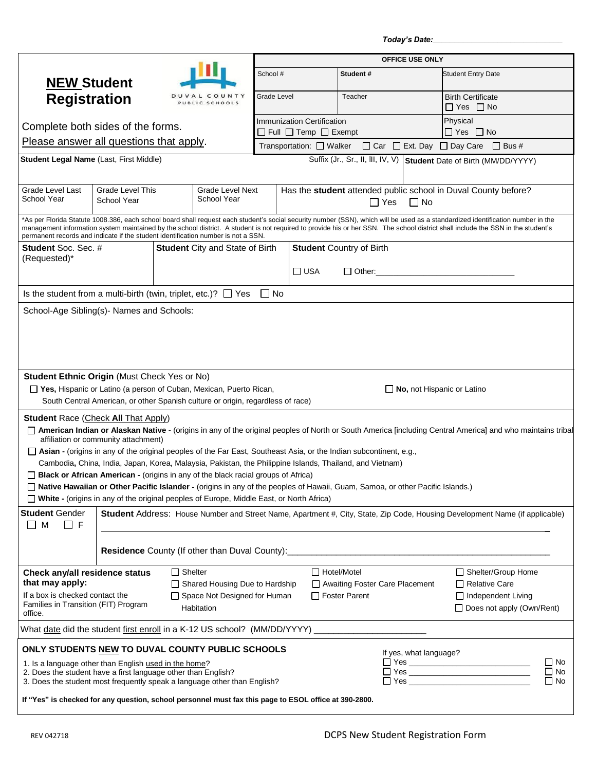*Today's Date:*\_\_\_\_\_\_\_\_\_\_\_\_\_\_\_\_\_\_\_\_\_\_\_\_\_\_\_\_

# NEW Student Registration

DUVAL COUNTY PUBLIC SCHOOLS

Complete both sides of the forms.

Please answer all questions that apply.

| OFFICE USE ONLY | | |
|---|---|---|
| School # | **Student #** | Student Entry Date |
| Grade Level | Teacher | Birth Certificate ☐ Yes ☐ No |
| Immunization Certification ☐ Full ☐ Temp ☐ Exempt | | Physical ☐ Yes ☐ No |
| Transportation: ☐ Walker ☐ Car ☐ Ext. Day ☐ Day Care ☐ Bus # | | |

| **Student Legal Name** (Last, First Middle) | Suffix (Jr., Sr., II, III, IV, V) | **Student** Date of Birth (MM/DD/YYYY) |
|---|---|---|
| | | |

| Grade Level Last School Year | Grade Level This School Year | Grade Level Next School Year | Has the **student** attended public school in Duval County before? ☐ Yes ☐ No |
|---|---|---|---|
| | | | |

*As per Florida Statute 1008.386, each school board shall request each student's social security number (SSN), which will be used as a standardized identification number in the management information system maintained by the school district. A student is not required to provide his or her SSN. The school district shall include the SSN in the student's permanent records and indicate if the student identification number is not a SSN.

| **Student** Soc. Sec. # (Requested)* | **Student** City and State of Birth | **Student** Country of Birth ☐ USA ☐ Other:\_\_\_\_\_\_\_\_\_\_\_\_\_\_\_\_\_\_\_\_ |
|---|---|---|
| | | |

Is the student from a multi-birth (twin, triplet, etc.)? ☐ Yes ☐ No

School-Age Sibling(s)- Names and Schools:

**Student Ethnic Origin** (Must Check Yes or No)

☐ **Yes,** Hispanic or Latino (a person of Cuban, Mexican, Puerto Rican, South Central American, or other Spanish culture or origin, regardless of race)

☐ **No,** not Hispanic or Latino

**Student** Race (Check **All** That Apply)

- ☐ **American Indian or Alaskan Native -** (origins in any of the original peoples of North or South America [including Central America] and who maintains tribal affiliation or community attachment)
- ☐ **Asian -** (origins in any of the original peoples of the Far East, Southeast Asia, or the Indian subcontinent, e.g., Cambodia**,** China, India, Japan, Korea, Malaysia, Pakistan, the Philippine Islands, Thailand, and Vietnam)
- ☐ **Black or African American -** (origins in any of the black racial groups of Africa)
- ☐ **Native Hawaiian or Other Pacific Islander -** (origins in any of the peoples of Hawaii, Guam, Samoa, or other Pacific Islands.)
- ☐ **White -** (origins in any of the original peoples of Europe, Middle East, or North Africa)

**Student** Gender ☐ M ☐ F

**Student** Address: House Number and Street Name, Apartment #, City, State, Zip Code, Housing Development Name (if applicable)

\_\_\_\_\_\_\_\_\_\_\_\_\_\_\_\_\_\_\_\_\_\_\_\_\_\_\_\_\_\_\_\_\_\_\_\_\_\_\_\_\_\_\_\_\_\_\_\_

**Residence** County (If other than Duval County):\_\_\_\_\_\_\_\_\_\_\_\_\_\_\_\_\_\_\_\_\_\_\_\_\_\_\_\_\_\_

**Check any/all residence status that may apply:**

If a box is checked contact the Families in Transition (FIT) Program office.

- ☐ Shelter
- ☐ Shared Housing Due to Hardship
- ☐ Space Not Designed for Human Habitation
- ☐ Hotel/Motel
- ☐ Awaiting Foster Care Placement
- ☐ Foster Parent
- ☐ Shelter/Group Home
- ☐ Relative Care
- ☐ Independent Living
- ☐ Does not apply (Own/Rent)

What date did the student first enroll in a K-12 US school? (MM/DD/YYYY) \_\_\_\_\_\_\_\_\_\_\_\_\_\_\_\_\_\_\_\_

**ONLY STUDENTS NEW TO DUVAL COUNTY PUBLIC SCHOOLS**

| Question | If yes, what language? | |
|---|---|---|
| 1. Is a language other than English used in the home? | ☐ Yes \_\_\_\_\_\_\_\_\_\_\_\_\_\_\_\_ | ☐ No |
| 2. Does the student have a first language other than English? | ☐ Yes \_\_\_\_\_\_\_\_\_\_\_\_\_\_\_\_ | ☐ No |
| 3. Does the student most frequently speak a language other than English? | ☐ Yes \_\_\_\_\_\_\_\_\_\_\_\_\_\_\_\_ | ☐ No |

**If "Yes" is checked for any question, school personnel must fax this page to ESOL office at 390-2800.**

REV 042718

DCPS New Student Registration Form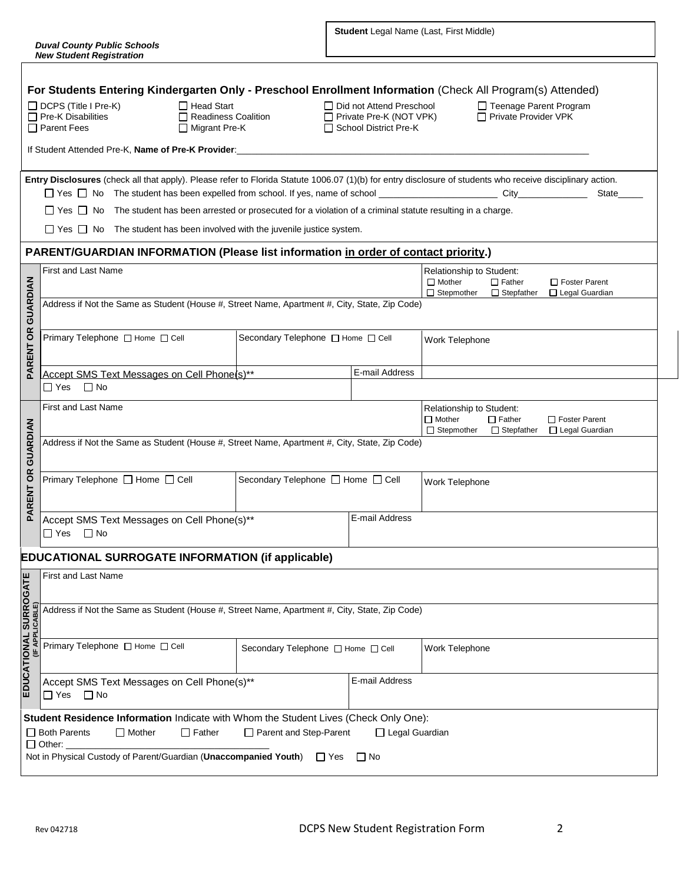*Duval County Public Schools*
*New Student Registration*

**Student** Legal Name (Last, First Middle)

## For Students Entering Kindergarten Only - Preschool Enrollment Information (Check All Program(s) Attended)

☐ DCPS (Title I Pre-K) ☐ Head Start ☐ Did not Attend Preschool ☐ Teenage Parent Program
☐ Pre-K Disabilities ☐ Readiness Coalition ☐ Private Pre-K (NOT VPK) ☐ Private Provider VPK
☐ Parent Fees ☐ Migrant Pre-K ☐ School District Pre-K

If Student Attended Pre-K, **Name of Pre-K Provider**:______________________________

**Entry Disclosures** (check all that apply). Please refer to Florida Statute 1006.07 (1)(b) for entry disclosure of students who receive disciplinary action.

☐ Yes ☐ No The student has been expelled from school. If yes, name of school ______________________ City______________ State_____

☐ Yes ☐ No The student has been arrested or prosecuted for a violation of a criminal statute resulting in a charge.

☐ Yes ☐ No The student has been involved with the juvenile justice system.

## PARENT/GUARDIAN INFORMATION (Please list information in order of contact priority.)

**PARENT OR GUARDIAN**

| First and Last Name | | Relationship to Student: ☐ Mother ☐ Father ☐ Foster Parent ☐ Stepmother ☐ Stepfather ☐ Legal Guardian |
|---|---|---|
| Address if Not the Same as Student (House #, Street Name, Apartment #, City, State, Zip Code) | | |
| Primary Telephone ☐ Home ☐ Cell | Secondary Telephone ☐ Home ☐ Cell | Work Telephone |
| Accept SMS Text Messages on Cell Phone(s)** ☐ Yes ☐ No | E-mail Address | |

**PARENT OR GUARDIAN**

| First and Last Name | | Relationship to Student: ☐ Mother ☐ Father ☐ Foster Parent ☐ Stepmother ☐ Stepfather ☐ Legal Guardian |
|---|---|---|
| Address if Not the Same as Student (House #, Street Name, Apartment #, City, State, Zip Code) | | |
| Primary Telephone ☐ Home ☐ Cell | Secondary Telephone ☐ Home ☐ Cell | Work Telephone |
| Accept SMS Text Messages on Cell Phone(s)** ☐ Yes ☐ No | E-mail Address | |

## EDUCATIONAL SURROGATE INFORMATION (if applicable)

**EDUCATIONAL SURROGATE (IF APPLICABLE)**

| First and Last Name | | |
|---|---|---|
| Address if Not the Same as Student (House #, Street Name, Apartment #, City, State, Zip Code) | | |
| Primary Telephone ☐ Home ☐ Cell | Secondary Telephone ☐ Home ☐ Cell | Work Telephone |
| Accept SMS Text Messages on Cell Phone(s)** ☐ Yes ☐ No | E-mail Address | |

**Student Residence Information** Indicate with Whom the Student Lives (Check Only One):

☐ Both Parents ☐ Mother ☐ Father ☐ Parent and Step-Parent ☐ Legal Guardian
☐ Other: ______________________________

Not in Physical Custody of Parent/Guardian (**Unaccompanied Youth**) ☐ Yes ☐ No

Rev 042718 DCPS New Student Registration Form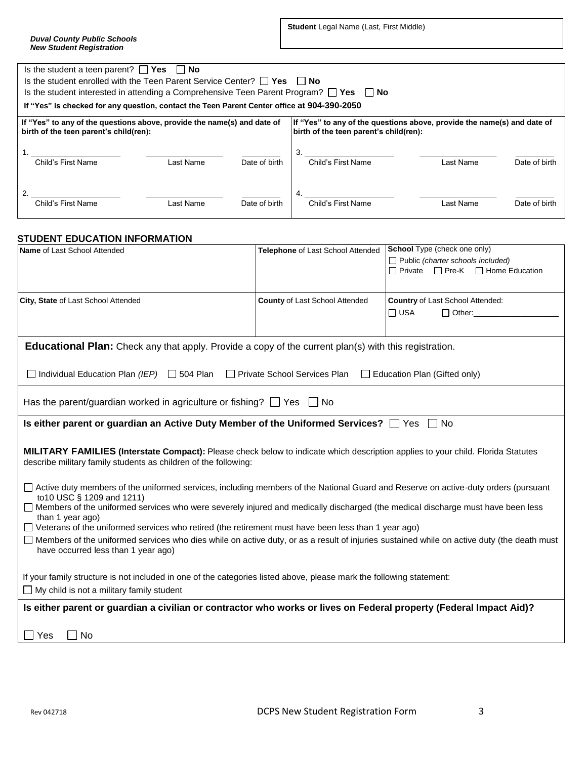*Duval County Public Schools*
*New Student Registration*

**Student** Legal Name (Last, First Middle)

Is the student a teen parent? ☐ **Yes** ☐ **No**
Is the student enrolled with the Teen Parent Service Center? ☐ **Yes** ☐ **No**
Is the student interested in attending a Comprehensive Teen Parent Program? ☐ **Yes** ☐ **No**
**If "Yes" is checked for any question, contact the Teen Parent Center office at 904-390-2050**

**If "Yes" to any of the questions above, provide the name(s) and date of birth of the teen parent's child(ren):**

| | Child's First Name | Last Name | Date of birth |
|---|---|---|---|
| 1. | | | |
| 2. | | | |
| 3. | | | |
| 4. | | | |

## STUDENT EDUCATION INFORMATION

| **Name** of Last School Attended | **Telephone** of Last School Attended | **School** Type (check one only) ☐ Public *(charter schools included)* ☐ Private ☐ Pre-K ☐ Home Education |
|---|---|---|
| **City, State** of Last School Attended | **County** of Last School Attended | **Country** of Last School Attended: ☐ USA ☐ Other:__________ |

**Educational Plan:** Check any that apply. Provide a copy of the current plan(s) with this registration.

☐ Individual Education Plan *(IEP)* ☐ 504 Plan ☐ Private School Services Plan ☐ Education Plan (Gifted only)

Has the parent/guardian worked in agriculture or fishing? ☐ Yes ☐ No

**Is either parent or guardian an Active Duty Member of the Uniformed Services?** ☐ Yes ☐ No

**MILITARY FAMILIES (Interstate Compact):** Please check below to indicate which description applies to your child. Florida Statutes describe military family students as children of the following:

☐ Active duty members of the uniformed services, including members of the National Guard and Reserve on active-duty orders (pursuant to10 USC § 1209 and 1211)
☐ Members of the uniformed services who were severely injured and medically discharged (the medical discharge must have been less than 1 year ago)
☐ Veterans of the uniformed services who retired (the retirement must have been less than 1 year ago)
☐ Members of the uniformed services who dies while on active duty, or as a result of injuries sustained while on active duty (the death must have occurred less than 1 year ago)

If your family structure is not included in one of the categories listed above, please mark the following statement:
☐ My child is not a military family student

**Is either parent or guardian a civilian or contractor who works or lives on Federal property (Federal Impact Aid)?**

☐ Yes ☐ No

Rev 042718

DCPS New Student Registration Form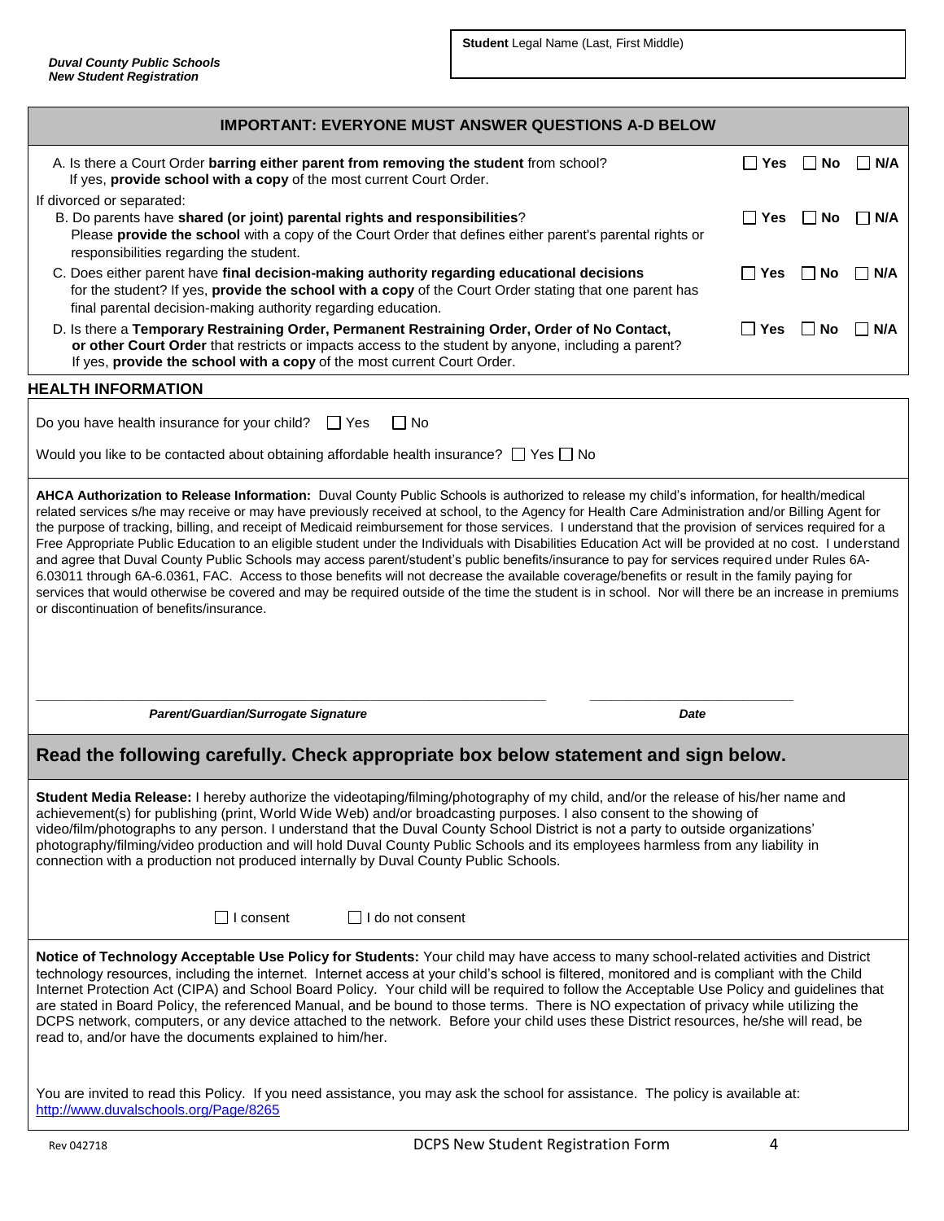*Duval County Public Schools*
*New Student Registration*

**Student** Legal Name (Last, First Middle)

## IMPORTANT: EVERYONE MUST ANSWER QUESTIONS A-D BELOW

A. Is there a Court Order **barring either parent from removing the student** from school? If yes, **provide school with a copy** of the most current Court Order. ☐ **Yes** ☐ **No** ☐ **N/A**

If divorced or separated:

B. Do parents have **shared (or joint) parental rights and responsibilities**? Please **provide the school** with a copy of the Court Order that defines either parent's parental rights or responsibilities regarding the student. ☐ **Yes** ☐ **No** ☐ **N/A**

C. Does either parent have **final decision-making authority regarding educational decisions** for the student? If yes, **provide the school with a copy** of the Court Order stating that one parent has final parental decision-making authority regarding education. ☐ **Yes** ☐ **No** ☐ **N/A**

D. Is there a **Temporary Restraining Order, Permanent Restraining Order, Order of No Contact, or other Court Order** that restricts or impacts access to the student by anyone, including a parent? If yes, **provide the school with a copy** of the most current Court Order. ☐ **Yes** ☐ **No** ☐ **N/A**

## HEALTH INFORMATION

Do you have health insurance for your child? ☐ Yes ☐ No

Would you like to be contacted about obtaining affordable health insurance? ☐ Yes ☐ No

**AHCA Authorization to Release Information:** Duval County Public Schools is authorized to release my child's information, for health/medical related services s/he may receive or may have previously received at school, to the Agency for Health Care Administration and/or Billing Agent for the purpose of tracking, billing, and receipt of Medicaid reimbursement for those services. I understand that the provision of services required for a Free Appropriate Public Education to an eligible student under the Individuals with Disabilities Education Act will be provided at no cost. I understand and agree that Duval County Public Schools may access parent/student's public benefits/insurance to pay for services required under Rules 6A-6.03011 through 6A-6.0361, FAC. Access to those benefits will not decrease the available coverage/benefits or result in the family paying for services that would otherwise be covered and may be required outside of the time the student is in school. Nor will there be an increase in premiums or discontinuation of benefits/insurance.

\_\_\_\_\_\_\_\_\_\_\_\_\_\_\_\_\_\_\_\_\_\_\_\_\_\_\_\_\_\_\_\_\_\_\_\_\_\_\_\_ \_\_\_\_\_\_\_\_\_\_\_\_\_\_\_\_\_\_\_\_

***Parent/Guardian/Surrogate Signature*** ***Date***

## Read the following carefully. Check appropriate box below statement and sign below.

**Student Media Release:** I hereby authorize the videotaping/filming/photography of my child, and/or the release of his/her name and achievement(s) for publishing (print, World Wide Web) and/or broadcasting purposes. I also consent to the showing of video/film/photographs to any person. I understand that the Duval County School District is not a party to outside organizations' photography/filming/video production and will hold Duval County Public Schools and its employees harmless from any liability in connection with a production not produced internally by Duval County Public Schools.

☐ I consent ☐ I do not consent

**Notice of Technology Acceptable Use Policy for Students:** Your child may have access to many school-related activities and District technology resources, including the internet. Internet access at your child's school is filtered, monitored and is compliant with the Child Internet Protection Act (CIPA) and School Board Policy. Your child will be required to follow the Acceptable Use Policy and guidelines that are stated in Board Policy, the referenced Manual, and be bound to those terms. There is NO expectation of privacy while utilizing the DCPS network, computers, or any device attached to the network. Before your child uses these District resources, he/she will read, be read to, and/or have the documents explained to him/her.

You are invited to read this Policy. If you need assistance, you may ask the school for assistance. The policy is available at: http://www.duvalschools.org/Page/8265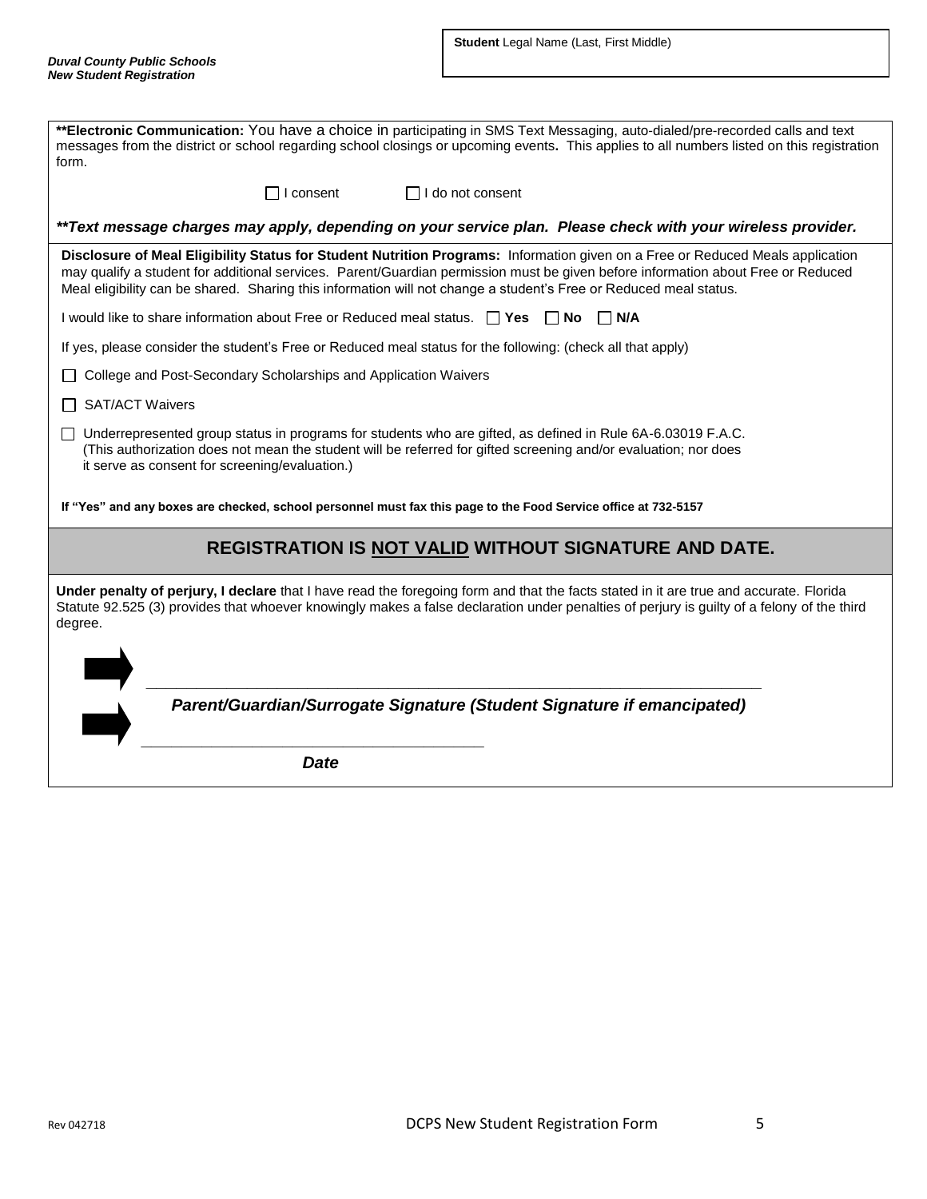***Duval County Public Schools***
***New Student Registration***

**Student** Legal Name (Last, First Middle)

**\*\*Electronic Communication:** You have a choice in participating in SMS Text Messaging, auto-dialed/pre-recorded calls and text messages from the district or school regarding school closings or upcoming events**.** This applies to all numbers listed on this registration form.

☐ I consent ☐ I do not consent

***\*\*Text message charges may apply, depending on your service plan. Please check with your wireless provider.***

**Disclosure of Meal Eligibility Status for Student Nutrition Programs:** Information given on a Free or Reduced Meals application may qualify a student for additional services. Parent/Guardian permission must be given before information about Free or Reduced Meal eligibility can be shared. Sharing this information will not change a student's Free or Reduced meal status.

I would like to share information about Free or Reduced meal status. ☐ **Yes** ☐ **No** ☐ **N/A**

If yes, please consider the student's Free or Reduced meal status for the following: (check all that apply)

☐ College and Post-Secondary Scholarships and Application Waivers

☐ SAT/ACT Waivers

☐ Underrepresented group status in programs for students who are gifted, as defined in Rule 6A-6.03019 F.A.C. (This authorization does not mean the student will be referred for gifted screening and/or evaluation; nor does it serve as consent for screening/evaluation.)

**If "Yes" and any boxes are checked, school personnel must fax this page to the Food Service office at 732-5157**

## REGISTRATION IS <u>NOT VALID</u> WITHOUT SIGNATURE AND DATE.

**Under penalty of perjury, I declare** that I have read the foregoing form and that the facts stated in it are true and accurate. Florida Statute 92.525 (3) provides that whoever knowingly makes a false declaration under penalties of perjury is guilty of a felony of the third degree.

______________________________________________________________________
***Parent/Guardian/Surrogate Signature (Student Signature if emancipated)***

________________________________________
***Date***

Rev 042718 DCPS New Student Registration Form